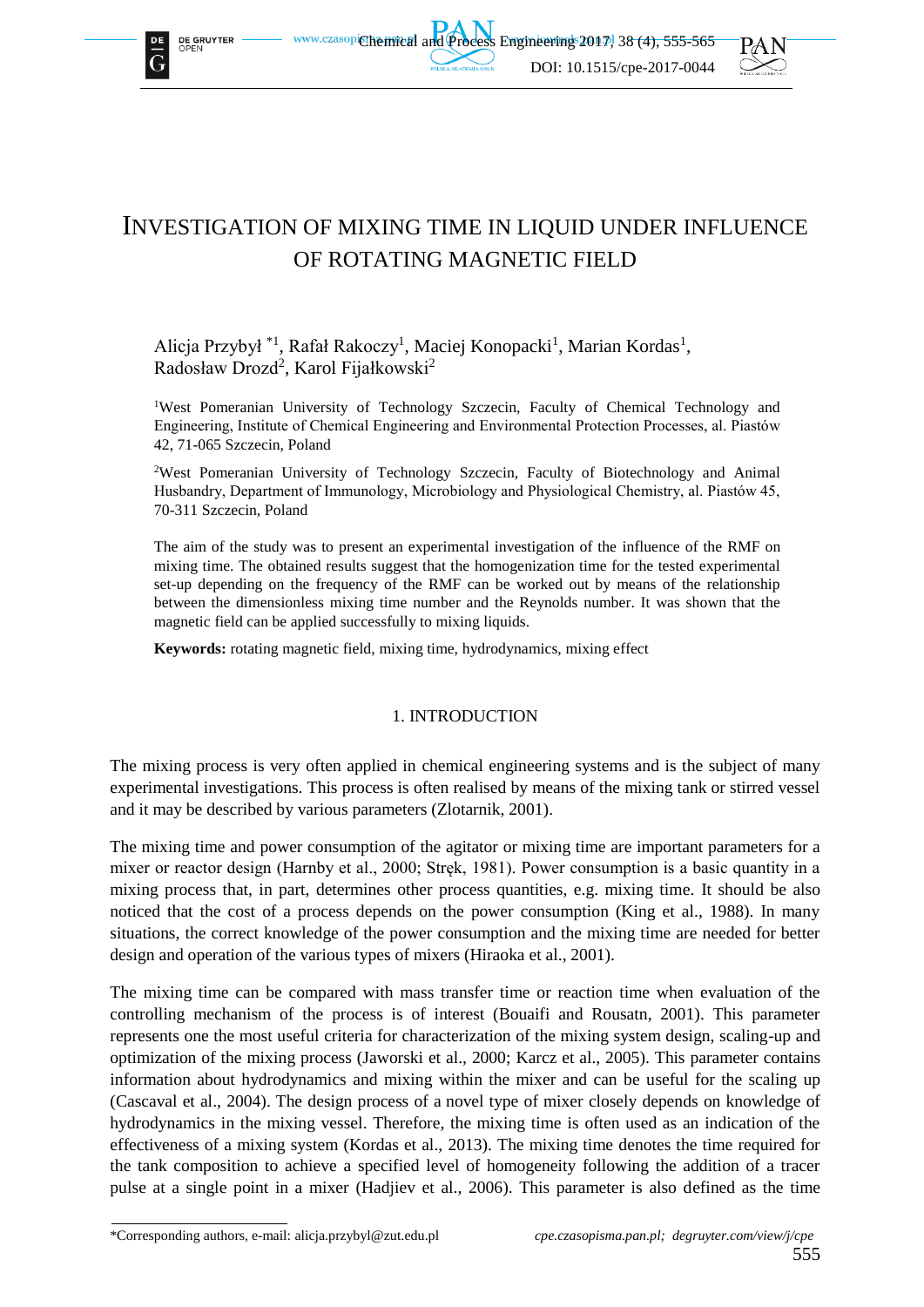# Investigation of Mixing Time in Liquid under Influence of Rotating Magnetic Field

Alicja Przybył [*1], Rafał Rakoczy[1], Maciej Konopacki[1], Marian Kordas[1], Radosław Drozd[2], Karol Fijałkowski[2]

[1]West Pomeranian University of Technology Szczecin, Faculty of Chemical Technology and Engineering, Institute of Chemical Engineering and Environmental Protection Processes, al. Piastów 42, 71-065 Szczecin, Poland

[2]West Pomeranian University of Technology Szczecin, Faculty of Biotechnology and Animal Husbandry, Department of Immunology, Microbiology and Physiological Chemistry, al. Piastów 45, 70-311 Szczecin, Poland

The aim of the study was to present an experimental investigation of the influence of the RMF on mixing time. The obtained results suggest that the homogenization time for the tested experimental set-up depending on the frequency of the RMF can be worked out by means of the relationship between the dimensionless mixing time number and the Reynolds number. It was shown that the magnetic field can be applied successfully to mixing liquids.

**Keywords:** rotating magnetic field, mixing time, hydrodynamics, mixing effect

## 1. INTRODUCTION

The mixing process is very often applied in chemical engineering systems and is the subject of many experimental investigations. This process is often realised by means of the mixing tank or stirred vessel and it may be described by various parameters (Zlotarnik, 2001).

The mixing time and power consumption of the agitator or mixing time are important parameters for a mixer or reactor design (Harnby et al., 2000; Stręk, 1981). Power consumption is a basic quantity in a mixing process that, in part, determines other process quantities, e.g. mixing time. It should be also noticed that the cost of a process depends on the power consumption (King et al., 1988). In many situations, the correct knowledge of the power consumption and the mixing time are needed for better design and operation of the various types of mixers (Hiraoka et al., 2001).

The mixing time can be compared with mass transfer time or reaction time when evaluation of the controlling mechanism of the process is of interest (Bouaifi and Rousatn, 2001). This parameter represents one the most useful criteria for characterization of the mixing system design, scaling-up and optimization of the mixing process (Jaworski et al., 2000; Karcz et al., 2005). This parameter contains information about hydrodynamics and mixing within the mixer and can be useful for the scaling up (Cascaval et al., 2004). The design process of a novel type of mixer closely depends on knowledge of hydrodynamics in the mixing vessel. Therefore, the mixing time is often used as an indication of the effectiveness of a mixing system (Kordas et al., 2013). The mixing time denotes the time required for the tank composition to achieve a specified level of homogeneity following the addition of a tracer pulse at a single point in a mixer (Hadjiev et al., 2006). This parameter is also defined as the time

*Corresponding authors, e-mail: alicja.przybyl@zut.edu.pl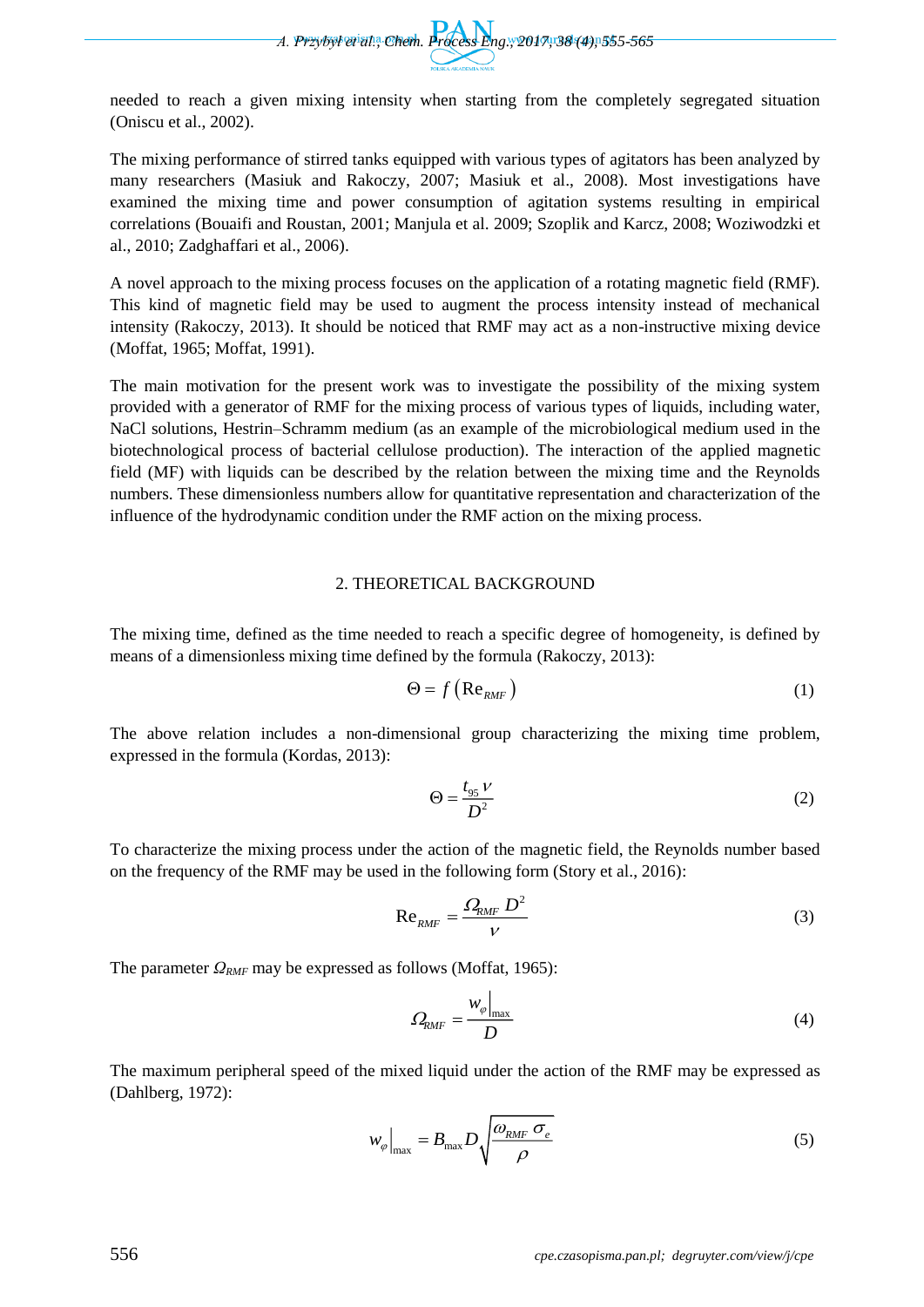needed to reach a given mixing intensity when starting from the completely segregated situation (Oniscu et al., 2002).

The mixing performance of stirred tanks equipped with various types of agitators has been analyzed by many researchers (Masiuk and Rakoczy, 2007; Masiuk et al., 2008). Most investigations have examined the mixing time and power consumption of agitation systems resulting in empirical correlations (Bouaifi and Roustan, 2001; Manjula et al. 2009; Szoplik and Karcz, 2008; Woziwodzki et al., 2010; Zadghaffari et al., 2006).

A novel approach to the mixing process focuses on the application of a rotating magnetic field (RMF). This kind of magnetic field may be used to augment the process intensity instead of mechanical intensity (Rakoczy, 2013). It should be noticed that RMF may act as a non-instructive mixing device (Moffat, 1965; Moffat, 1991).

The main motivation for the present work was to investigate the possibility of the mixing system provided with a generator of RMF for the mixing process of various types of liquids, including water, NaCl solutions, Hestrin–Schramm medium (as an example of the microbiological medium used in the biotechnological process of bacterial cellulose production). The interaction of the applied magnetic field (MF) with liquids can be described by the relation between the mixing time and the Reynolds numbers. These dimensionless numbers allow for quantitative representation and characterization of the influence of the hydrodynamic condition under the RMF action on the mixing process.

## 2. THEORETICAL BACKGROUND

The mixing time, defined as the time needed to reach a specific degree of homogeneity, is defined by means of a dimensionless mixing time defined by the formula (Rakoczy, 2013):

$$\Theta = f\left(\mathrm{Re}_{RMF}\right) \tag{1}$$

The above relation includes a non-dimensional group characterizing the mixing time problem, expressed in the formula (Kordas, 2013):

$$\Theta = \frac{t_{95}\,\nu}{D^2} \tag{2}$$

To characterize the mixing process under the action of the magnetic field, the Reynolds number based on the frequency of the RMF may be used in the following form (Story et al., 2016):

$$\mathrm{Re}_{RMF} = \frac{\Omega_{RMF}\,D^2}{\nu} \tag{3}$$

The parameter $\Omega_{RMF}$ may be expressed as follows (Moffat, 1965):

$$\Omega_{RMF} = \frac{w_{\varphi}\big|_{\max}}{D} \tag{4}$$

The maximum peripheral speed of the mixed liquid under the action of the RMF may be expressed as (Dahlberg, 1972):

$$w_{\varphi}\big|_{\max} = B_{\max} D \sqrt{\frac{\omega_{RMF}\,\sigma_e}{\rho}} \tag{5}$$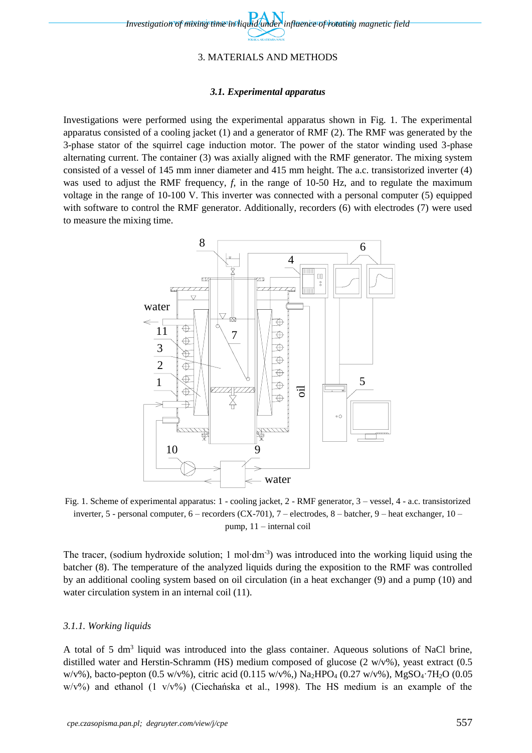## 3. MATERIALS AND METHODS

### *3.1. Experimental apparatus*

Investigations were performed using the experimental apparatus shown in Fig. 1. The experimental apparatus consisted of a cooling jacket (1) and a generator of RMF (2). The RMF was generated by the 3-phase stator of the squirrel cage induction motor. The power of the stator winding used 3-phase alternating current. The container (3) was axially aligned with the RMF generator. The mixing system consisted of a vessel of 145 mm inner diameter and 415 mm height. The a.c. transistorized inverter (4) was used to adjust the RMF frequency, $f$, in the range of 10-50 Hz, and to regulate the maximum voltage in the range of 10-100 V. This inverter was connected with a personal computer (5) equipped with software to control the RMF generator. Additionally, recorders (6) with electrodes (7) were used to measure the mixing time.

Fig. 1. Scheme of experimental apparatus: 1 - cooling jacket, 2 - RMF generator, 3 – vessel, 4 - a.c. transistorized inverter, 5 - personal computer, 6 – recorders (CX-701), 7 – electrodes, 8 – batcher, 9 – heat exchanger, 10 – pump, 11 – internal coil

The tracer, (sodium hydroxide solution; 1 mol·dm$^{-3}$) was introduced into the working liquid using the batcher (8). The temperature of the analyzed liquids during the exposition to the RMF was controlled by an additional cooling system based on oil circulation (in a heat exchanger (9) and a pump (10) and water circulation system in an internal coil (11).

#### *3.1.1. Working liquids*

A total of 5 dm$^3$ liquid was introduced into the glass container. Aqueous solutions of NaCl brine, distilled water and Herstin-Schramm (HS) medium composed of glucose (2 w/v%), yeast extract (0.5 w/v%), bacto-pepton (0.5 w/v%), citric acid (0.115 w/v%,) $Na_2HPO_4$ (0.27 w/v%), $MgSO_4 \cdot 7H_2O$ (0.05 w/v%) and ethanol (1 v/v%) (Ciechańska et al., 1998). The HS medium is an example of the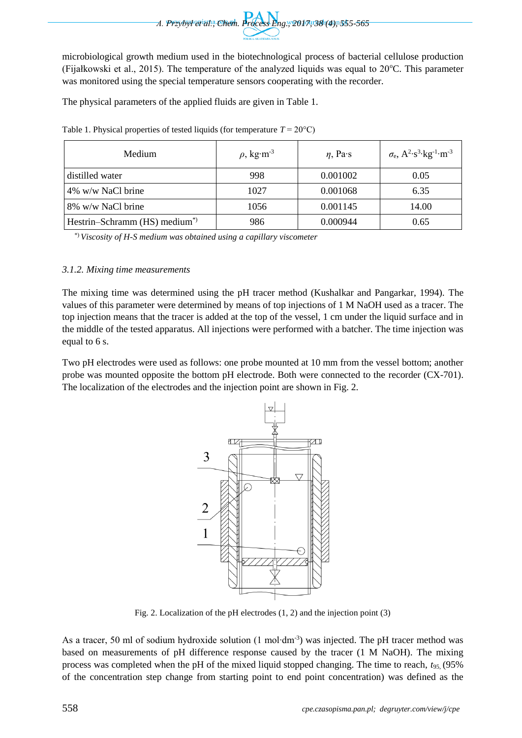microbiological growth medium used in the biotechnological process of bacterial cellulose production (Fijałkowski et al., 2015). The temperature of the analyzed liquids was equal to 20°C. This parameter was monitored using the special temperature sensors cooperating with the recorder.

The physical parameters of the applied fluids are given in Table 1.

Table 1. Physical properties of tested liquids (for temperature $T = 20°C$)

| Medium | $\rho$, $kg \cdot m^{-3}$ | $\eta$, $Pa \cdot s$ | $\sigma_e$, $A^2 \cdot s^3 \cdot kg^{-1} \cdot m^{-3}$ |
|---|---|---|---|
| distilled water | 998 | 0.001002 | 0.05 |
| 4% w/w NaCl brine | 1027 | 0.001068 | 6.35 |
| 8% w/w NaCl brine | 1056 | 0.001145 | 14.00 |
| Hestrin–Schramm (HS) medium[*)] | 986 | 0.000944 | 0.65 |

[*)] *Viscosity of H-S medium was obtained using a capillary viscometer*

### *3.1.2. Mixing time measurements*

The mixing time was determined using the pH tracer method (Kushalkar and Pangarkar, 1994). The values of this parameter were determined by means of top injections of 1 M NaOH used as a tracer. The top injection means that the tracer is added at the top of the vessel, 1 cm under the liquid surface and in the middle of the tested apparatus. All injections were performed with a batcher. The time injection was equal to 6 s.

Two pH electrodes were used as follows: one probe mounted at 10 mm from the vessel bottom; another probe was mounted opposite the bottom pH electrode. Both were connected to the recorder (CX-701). The localization of the electrodes and the injection point are shown in Fig. 2.

Fig. 2. Localization of the pH electrodes (1, 2) and the injection point (3)

As a tracer, 50 ml of sodium hydroxide solution (1 $mol \cdot dm^{-3}$) was injected. The pH tracer method was based on measurements of pH difference response caused by the tracer (1 M NaOH). The mixing process was completed when the pH of the mixed liquid stopped changing. The time to reach, $t_{95,}$ (95% of the concentration step change from starting point to end point concentration) was defined as the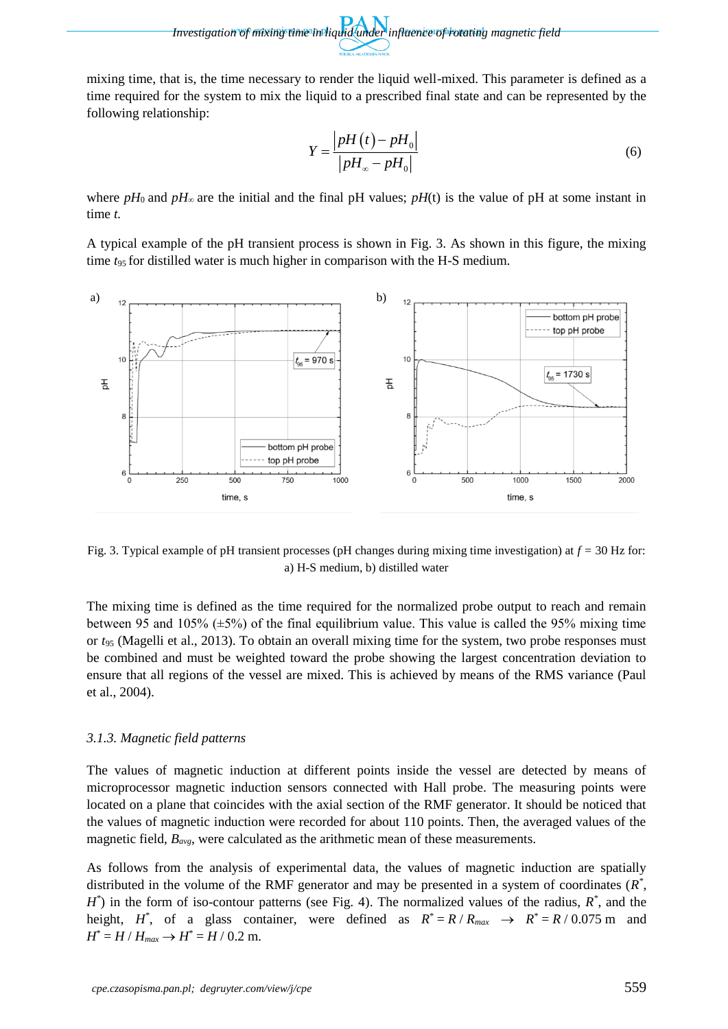mixing time, that is, the time necessary to render the liquid well-mixed. This parameter is defined as a time required for the system to mix the liquid to a prescribed final state and can be represented by the following relationship:

$$Y = \frac{\left|pH(t) - pH_0\right|}{\left|pH_\infty - pH_0\right|} \tag{6}$$

where $pH_0$ and $pH_\infty$ are the initial and the final pH values; $pH(t)$ is the value of pH at some instant in time *t*.

A typical example of the pH transient process is shown in Fig. 3. As shown in this figure, the mixing time $t_{95}$ for distilled water is much higher in comparison with the H-S medium.

Fig. 3. Typical example of pH transient processes (pH changes during mixing time investigation) at $f$ = 30 Hz for: a) H-S medium, b) distilled water

The mixing time is defined as the time required for the normalized probe output to reach and remain between 95 and 105% (±5%) of the final equilibrium value. This value is called the 95% mixing time or $t_{95}$ (Magelli et al., 2013). To obtain an overall mixing time for the system, two probe responses must be combined and must be weighted toward the probe showing the largest concentration deviation to ensure that all regions of the vessel are mixed. This is achieved by means of the RMS variance (Paul et al., 2004).

### *3.1.3. Magnetic field patterns*

The values of magnetic induction at different points inside the vessel are detected by means of microprocessor magnetic induction sensors connected with Hall probe. The measuring points were located on a plane that coincides with the axial section of the RMF generator. It should be noticed that the values of magnetic induction were recorded for about 110 points. Then, the averaged values of the magnetic field, $B_{avg}$, were calculated as the arithmetic mean of these measurements.

As follows from the analysis of experimental data, the values of magnetic induction are spatially distributed in the volume of the RMF generator and may be presented in a system of coordinates ($R^*$, $H^*$) in the form of iso-contour patterns (see Fig. 4). The normalized values of the radius, $R^*$, and the height, $H^*$, of a glass container, were defined as $R^* = R / R_{max} \rightarrow R^* = R / 0.075$ m and $H^* = H / H_{max} \rightarrow H^* = H / 0.2$ m.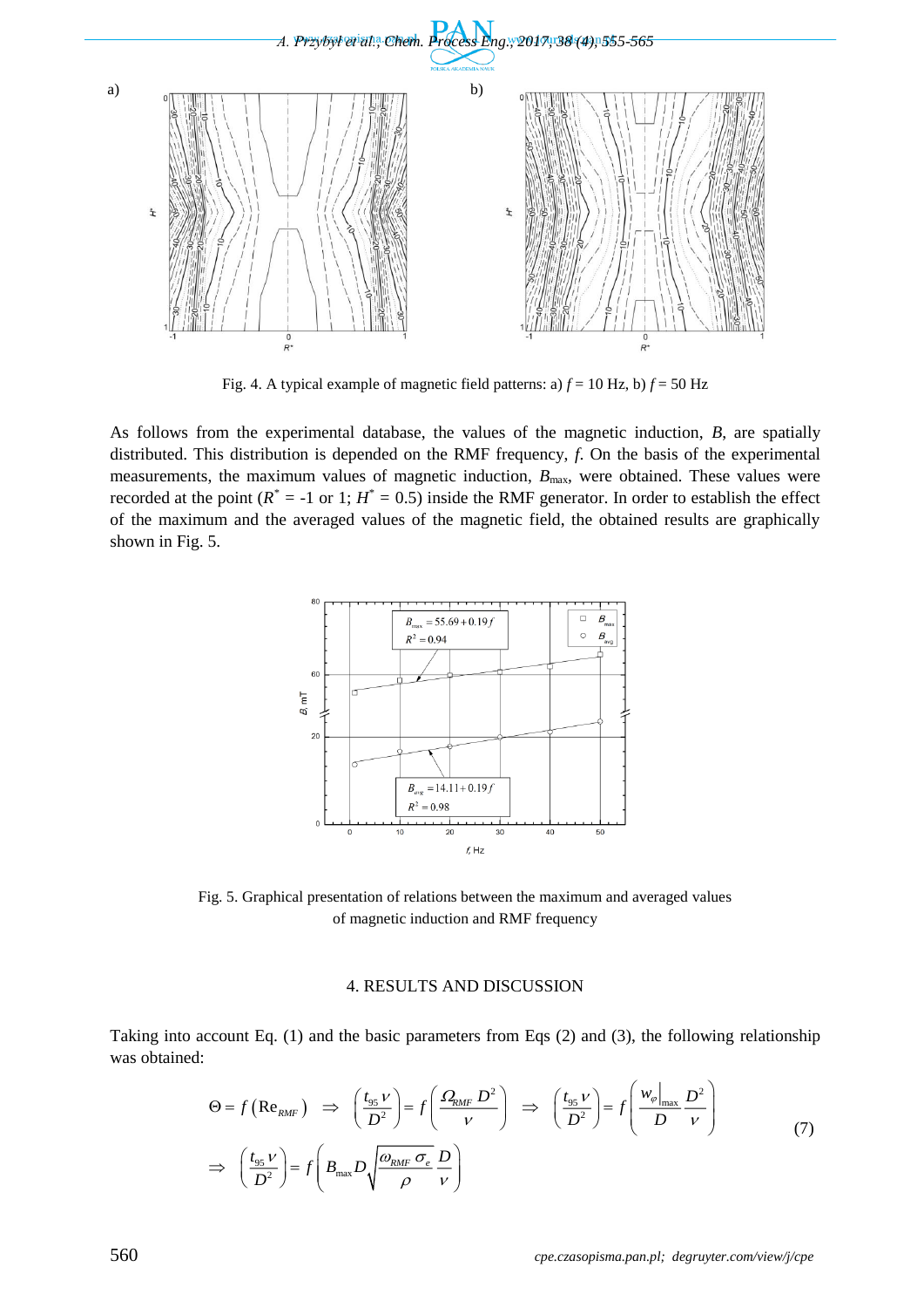Fig. 4. A typical example of magnetic field patterns: a) $f = 10$ Hz, b) $f = 50$ Hz

As follows from the experimental database, the values of the magnetic induction, $B$, are spatially distributed. This distribution is depended on the RMF frequency, $f$. On the basis of the experimental measurements, the maximum values of magnetic induction, $B_{max}$, were obtained. These values were recorded at the point ($R^* = -1$ or 1; $H^* = 0.5$) inside the RMF generator. In order to establish the effect of the maximum and the averaged values of the magnetic field, the obtained results are graphically shown in Fig. 5.

Fig. 5. Graphical presentation of relations between the maximum and averaged values of magnetic induction and RMF frequency

## 4. RESULTS AND DISCUSSION

Taking into account Eq. (1) and the basic parameters from Eqs (2) and (3), the following relationship was obtained:

$$\Theta = f\left(\mathrm{Re}_{RMF}\right) \;\Rightarrow\; \left(\frac{t_{95}\,\nu}{D^2}\right) = f\left(\frac{\Omega_{RMF}\,D^2}{\nu}\right) \;\Rightarrow\; \left(\frac{t_{95}\,\nu}{D^2}\right) = f\left(\frac{w_\varphi\big|_{\max}}{D}\,\frac{D^2}{\nu}\right)$$
$$\Rightarrow\; \left(\frac{t_{95}\,\nu}{D^2}\right) = f\left(B_{\max}\,D\sqrt{\frac{\omega_{RMF}\,\sigma_e}{\rho}}\,\frac{D}{\nu}\right) \tag{7}$$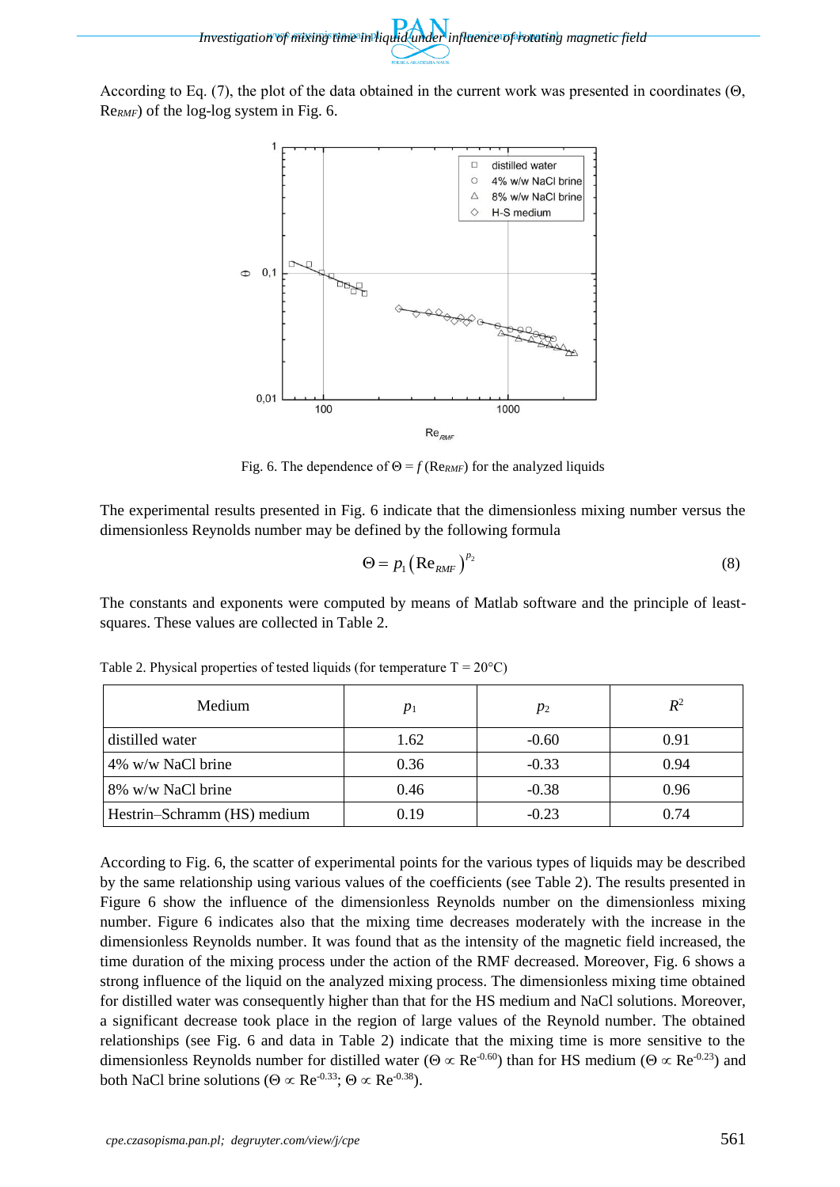According to Eq. (7), the plot of the data obtained in the current work was presented in coordinates (Θ, $Re_{RMF}$) of the log-log system in Fig. 6.

Fig. 6. The dependence of $\Theta = f\,(Re_{RMF})$ for the analyzed liquids

The experimental results presented in Fig. 6 indicate that the dimensionless mixing number versus the dimensionless Reynolds number may be defined by the following formula

$$\Theta = p_1 \left(Re_{RMF}\right)^{p_2} \tag{8}$$

The constants and exponents were computed by means of Matlab software and the principle of least-squares. These values are collected in Table 2.

Table 2. Physical properties of tested liquids (for temperature T = 20°C)

| Medium | $p_1$ | $p_2$ | $R^2$ |
|---|---|---|---|
| distilled water | 1.62 | -0.60 | 0.91 |
| 4% w/w NaCl brine | 0.36 | -0.33 | 0.94 |
| 8% w/w NaCl brine | 0.46 | -0.38 | 0.96 |
| Hestrin–Schramm (HS) medium | 0.19 | -0.23 | 0.74 |

According to Fig. 6, the scatter of experimental points for the various types of liquids may be described by the same relationship using various values of the coefficients (see Table 2). The results presented in Figure 6 show the influence of the dimensionless Reynolds number on the dimensionless mixing number. Figure 6 indicates also that the mixing time decreases moderately with the increase in the dimensionless Reynolds number. It was found that as the intensity of the magnetic field increased, the time duration of the mixing process under the action of the RMF decreased. Moreover, Fig. 6 shows a strong influence of the liquid on the analyzed mixing process. The dimensionless mixing time obtained for distilled water was consequently higher than that for the HS medium and NaCl solutions. Moreover, a significant decrease took place in the region of large values of the Reynold number. The obtained relationships (see Fig. 6 and data in Table 2) indicate that the mixing time is more sensitive to the dimensionless Reynolds number for distilled water ($\Theta \propto Re^{-0.60}$) than for HS medium ($\Theta \propto Re^{-0.23}$) and both NaCl brine solutions ($\Theta \propto Re^{-0.33}$; $\Theta \propto Re^{-0.38}$).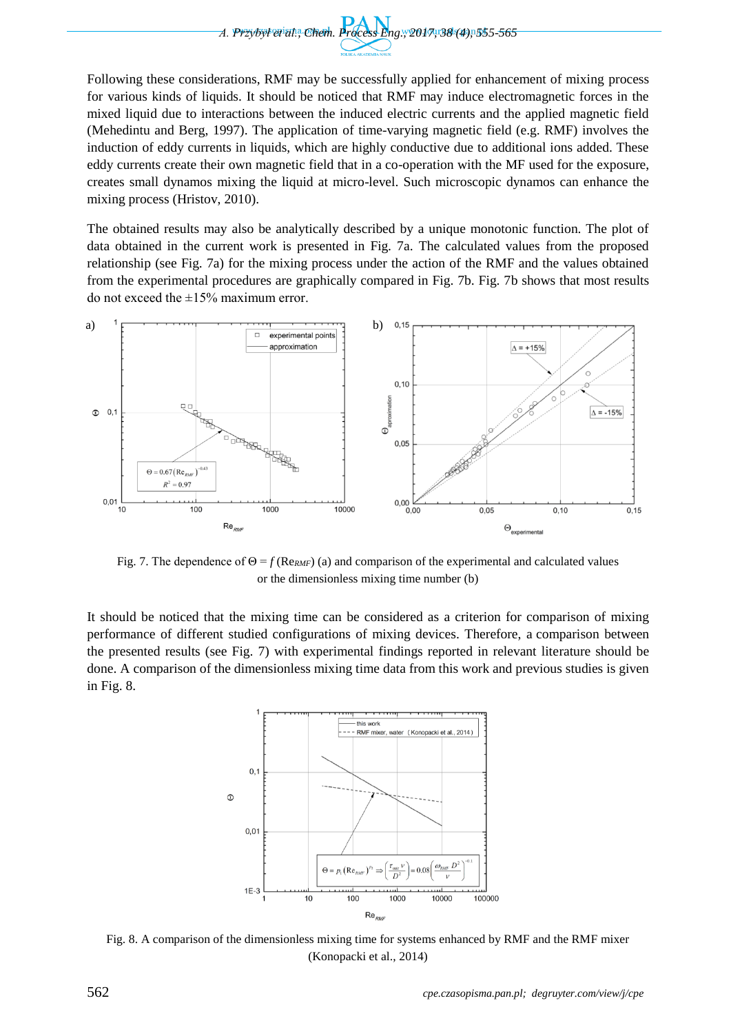Following these considerations, RMF may be successfully applied for enhancement of mixing process for various kinds of liquids. It should be noticed that RMF may induce electromagnetic forces in the mixed liquid due to interactions between the induced electric currents and the applied magnetic field (Mehedintu and Berg, 1997). The application of time-varying magnetic field (e.g. RMF) involves the induction of eddy currents in liquids, which are highly conductive due to additional ions added. These eddy currents create their own magnetic field that in a co-operation with the MF used for the exposure, creates small dynamos mixing the liquid at micro-level. Such microscopic dynamos can enhance the mixing process (Hristov, 2010).

The obtained results may also be analytically described by a unique monotonic function. The plot of data obtained in the current work is presented in Fig. 7a. The calculated values from the proposed relationship (see Fig. 7a) for the mixing process under the action of the RMF and the values obtained from the experimental procedures are graphically compared in Fig. 7b. Fig. 7b shows that most results do not exceed the ±15% maximum error.

Fig. 7. The dependence of $\Theta = f\,(Re_{RMF})$ (a) and comparison of the experimental and calculated values or the dimensionless mixing time number (b)

It should be noticed that the mixing time can be considered as a criterion for comparison of mixing performance of different studied configurations of mixing devices. Therefore, a comparison between the presented results (see Fig. 7) with experimental findings reported in relevant literature should be done. A comparison of the dimensionless mixing time data from this work and previous studies is given in Fig. 8.

Fig. 8. A comparison of the dimensionless mixing time for systems enhanced by RMF and the RMF mixer (Konopacki et al., 2014)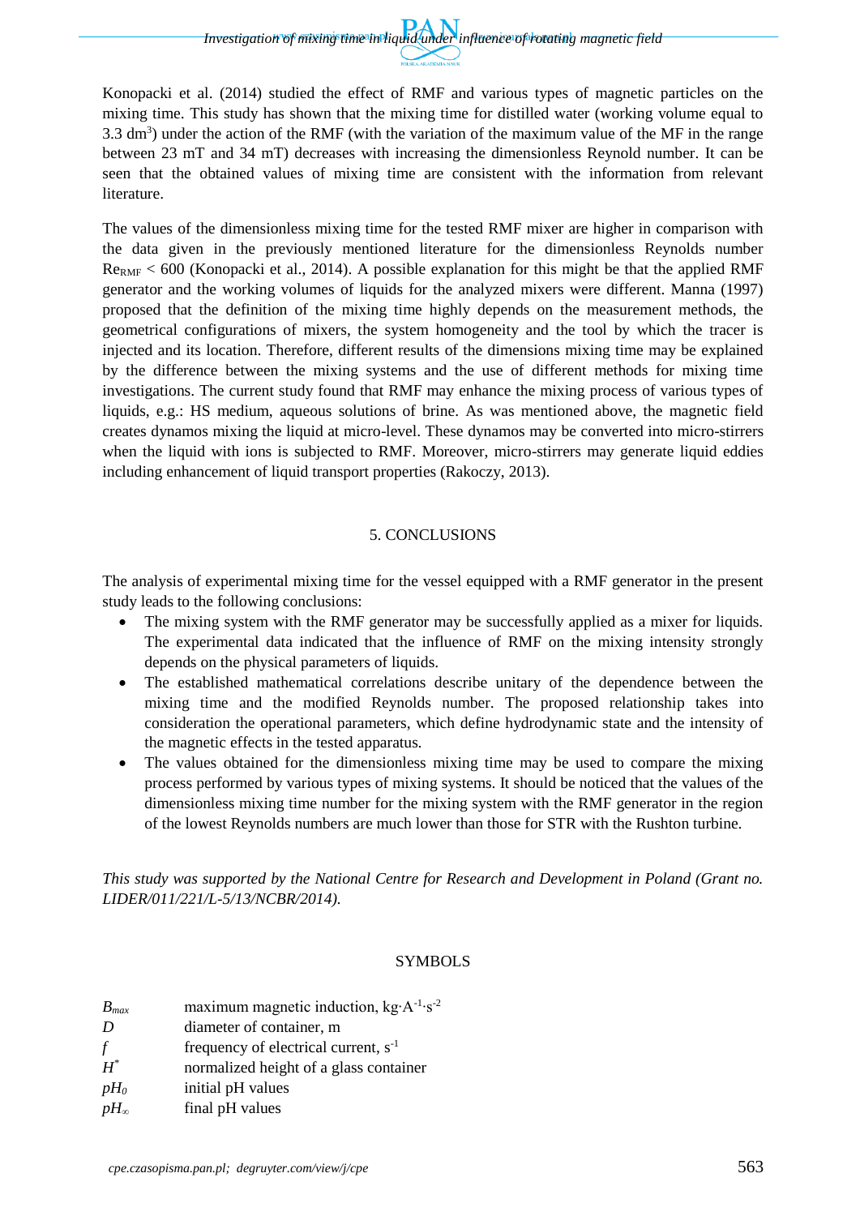Konopacki et al. (2014) studied the effect of RMF and various types of magnetic particles on the mixing time. This study has shown that the mixing time for distilled water (working volume equal to 3.3 $dm^3$) under the action of the RMF (with the variation of the maximum value of the MF in the range between 23 mT and 34 mT) decreases with increasing the dimensionless Reynold number. It can be seen that the obtained values of mixing time are consistent with the information from relevant literature.

The values of the dimensionless mixing time for the tested RMF mixer are higher in comparison with the data given in the previously mentioned literature for the dimensionless Reynolds number $Re_{RMF} < 600$ (Konopacki et al., 2014). A possible explanation for this might be that the applied RMF generator and the working volumes of liquids for the analyzed mixers were different. Manna (1997) proposed that the definition of the mixing time highly depends on the measurement methods, the geometrical configurations of mixers, the system homogeneity and the tool by which the tracer is injected and its location. Therefore, different results of the dimensions mixing time may be explained by the difference between the mixing systems and the use of different methods for mixing time investigations. The current study found that RMF may enhance the mixing process of various types of liquids, e.g.: HS medium, aqueous solutions of brine. As was mentioned above, the magnetic field creates dynamos mixing the liquid at micro-level. These dynamos may be converted into micro-stirrers when the liquid with ions is subjected to RMF. Moreover, micro-stirrers may generate liquid eddies including enhancement of liquid transport properties (Rakoczy, 2013).

## 5. CONCLUSIONS

The analysis of experimental mixing time for the vessel equipped with a RMF generator in the present study leads to the following conclusions:

- The mixing system with the RMF generator may be successfully applied as a mixer for liquids. The experimental data indicated that the influence of RMF on the mixing intensity strongly depends on the physical parameters of liquids.
- The established mathematical correlations describe unitary of the dependence between the mixing time and the modified Reynolds number. The proposed relationship takes into consideration the operational parameters, which define hydrodynamic state and the intensity of the magnetic effects in the tested apparatus.
- The values obtained for the dimensionless mixing time may be used to compare the mixing process performed by various types of mixing systems. It should be noticed that the values of the dimensionless mixing time number for the mixing system with the RMF generator in the region of the lowest Reynolds numbers are much lower than those for STR with the Rushton turbine.

*This study was supported by the National Centre for Research and Development in Poland (Grant no. LIDER/011/221/L-5/13/NCBR/2014).*

## SYMBOLS

| | |
|---|---|
| $B_{max}$ | maximum magnetic induction, $kg \cdot A^{-1} \cdot s^{-2}$ |
| $D$ | diameter of container, m |
| $f$ | frequency of electrical current, $s^{-1}$ |
| $H^*$ | normalized height of a glass container |
| $pH_0$ | initial pH values |
| $pH_\infty$ | final pH values |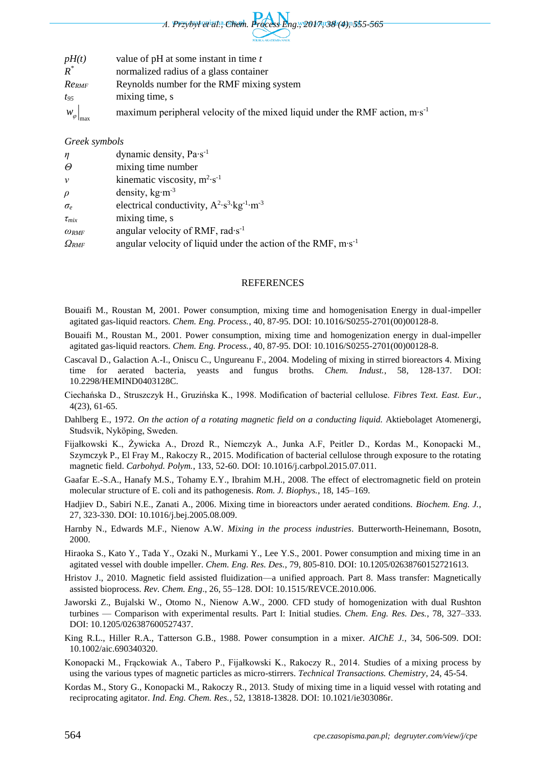| | |
|---|---|
| $pH(t)$ | value of pH at some instant in time $t$ |
| $R^*$ | normalized radius of a glass container |
| $Re_{RMF}$ | Reynolds number for the RMF mixing system |
| $t_{95}$ | mixing time, s |
| $w_\varphi\big\|_{\max}$ | maximum peripheral velocity of the mixed liquid under the RMF action, $m \cdot s^{-1}$ |

*Greek symbols*

| | |
|---|---|
| $\eta$ | dynamic density, $Pa \cdot s^{-1}$ |
| $\Theta$ | mixing time number |
| $\nu$ | kinematic viscosity, $m^2 \cdot s^{-1}$ |
| $\rho$ | density, $kg \cdot m^{-3}$ |
| $\sigma_e$ | electrical conductivity, $A^2 \cdot s^3 \cdot kg^{-1} \cdot m^{-3}$ |
| $\tau_{mix}$ | mixing time, s |
| $\omega_{RMF}$ | angular velocity of RMF, $rad \cdot s^{-1}$ |
| $\Omega_{RMF}$ | angular velocity of liquid under the action of the RMF, $m \cdot s^{-1}$ |

## REFERENCES

Bouaifi M., Roustan M, 2001. Power consumption, mixing time and homogenisation Energy in dual-impeller agitated gas-liquid reactors. *Chem. Eng. Process.*, 40, 87-95. DOI: 10.1016/S0255-2701(00)00128-8.

Bouaifi M., Roustan M., 2001. Power consumption, mixing time and homogenization energy in dual-impeller agitated gas-liquid reactors. *Chem. Eng. Process.*, 40, 87-95. DOI: 10.1016/S0255-2701(00)00128-8.

Cascaval D., Galaction A.-I., Oniscu C., Ungureanu F., 2004. Modeling of mixing in stirred bioreactors 4. Mixing time for aerated bacteria, yeasts and fungus broths. *Chem. Indust.*, 58, 128-137. DOI: 10.2298/HEMIND0403128C.

Ciechańska D., Struszczyk H., Guzińska K., 1998. Modification of bacterial cellulose. *Fibres Text. East. Eur.*, 4(23), 61-65.

Dahlberg E., 1972. *On the action of a rotating magnetic field on a conducting liquid.* Aktiebolaget Atomenergi, Studsvik, Nyköping, Sweden.

Fijałkowski K., Żywicka A., Drozd R., Niemczyk A., Junka A.F, Peitler D., Kordas M., Konopacki M., Szymczyk P., El Fray M., Rakoczy R., 2015. Modification of bacterial cellulose through exposure to the rotating magnetic field. *Carbohyd. Polym.*, 133, 52-60. DOI: 10.1016/j.carbpol.2015.07.011.

Gaafar E.-S.A., Hanafy M.S., Tohamy E.Y., Ibrahim M.H., 2008. The effect of electromagnetic field on protein molecular structure of E. coli and its pathogenesis. *Rom. J. Biophys.*, 18, 145–169.

Hadjiev D., Sabiri N.E., Zanati A., 2006. Mixing time in bioreactors under aerated conditions. *Biochem. Eng. J.*, 27, 323-330. DOI: 10.1016/j.bej.2005.08.009.

Harnby N., Edwards M.F., Nienow A.W. *Mixing in the process industries*. Butterworth-Heinemann, Bosotn, 2000.

Hiraoka S., Kato Y., Tada Y., Ozaki N., Murkami Y., Lee Y.S., 2001. Power consumption and mixing time in an agitated vessel with double impeller. *Chem. Eng. Res. Des.*, 79, 805-810. DOI: 10.1205/02638760152721613.

Hristov J., 2010. Magnetic field assisted fluidization—a unified approach. Part 8. Mass transfer: Magnetically assisted bioprocess. *Rev. Chem. Eng*., 26, 55–128. DOI: 10.1515/REVCE.2010.006.

Jaworski Z., Bujalski W., Otomo N., Nienow A.W., 2000. CFD study of homogenization with dual Rushton turbines — Comparison with experimental results. Part I: Initial studies. *Chem. Eng. Res. Des.*, 78, 327–333. DOI: 10.1205/026387600527437.

King R.L., Hiller R.A., Tatterson G.B., 1988. Power consumption in a mixer. *AIChE J.*, 34, 506-509. DOI: 10.1002/aic.690340320.

Konopacki M., Frąckowiak A., Tabero P., Fijałkowski K., Rakoczy R., 2014. Studies of a mixing process by using the various types of magnetic particles as micro-stirrers. *Technical Transactions. Chemistry*, 24, 45-54.

Kordas M., Story G., Konopacki M., Rakoczy R., 2013. Study of mixing time in a liquid vessel with rotating and reciprocating agitator. *Ind. Eng. Chem. Res.*, 52, 13818-13828. DOI: 10.1021/ie303086r.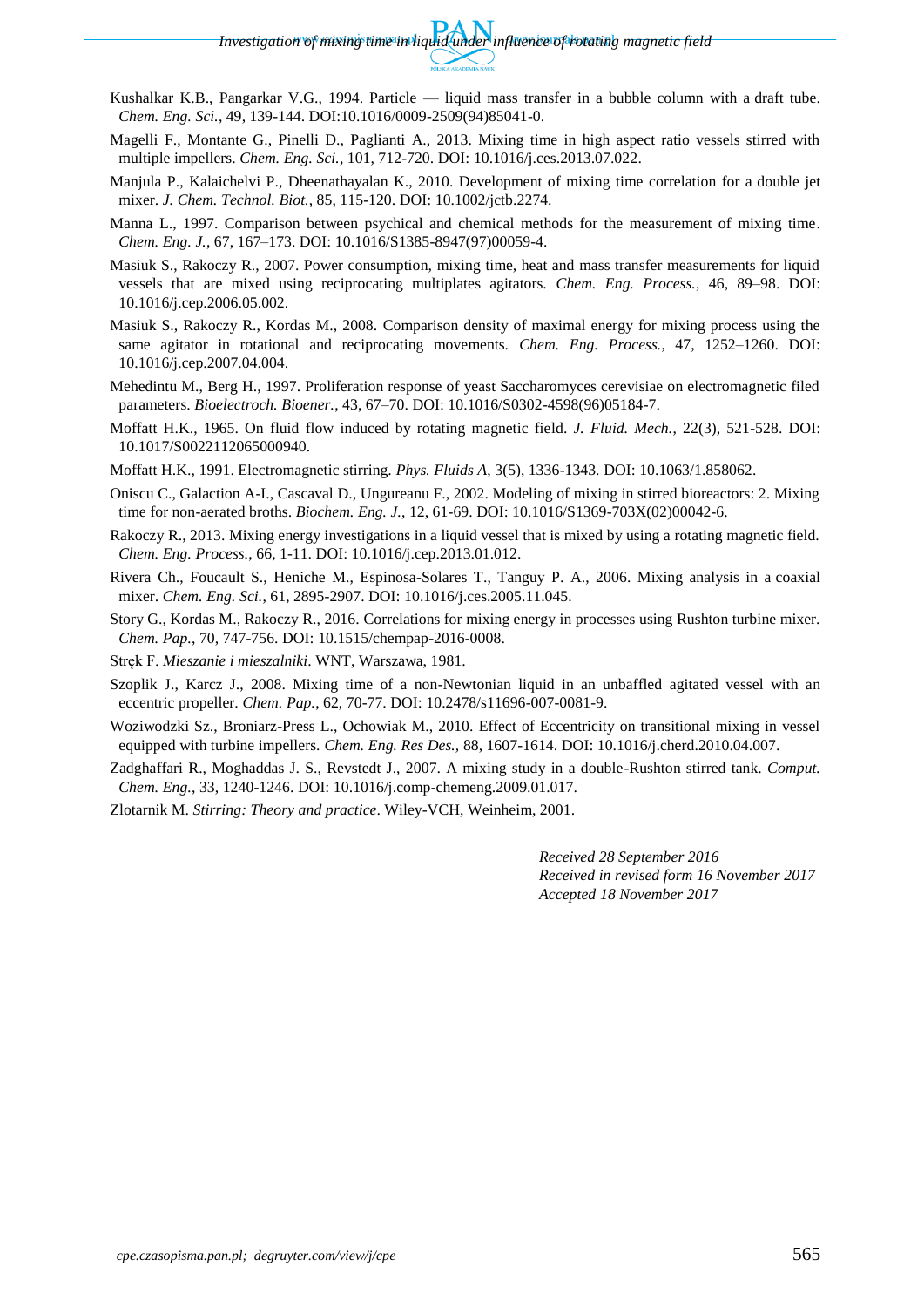Kushalkar K.B., Pangarkar V.G., 1994. Particle — liquid mass transfer in a bubble column with a draft tube. *Chem. Eng. Sci.*, 49, 139-144. DOI:10.1016/0009-2509(94)85041-0.

Magelli F., Montante G., Pinelli D., Paglianti A., 2013. Mixing time in high aspect ratio vessels stirred with multiple impellers. *Chem. Eng. Sci.*, 101, 712-720. DOI: 10.1016/j.ces.2013.07.022.

Manjula P., Kalaichelvi P., Dheenathayalan K., 2010. Development of mixing time correlation for a double jet mixer. *J. Chem. Technol. Biot.*, 85, 115-120. DOI: 10.1002/jctb.2274.

Manna L., 1997. Comparison between psychical and chemical methods for the measurement of mixing time. *Chem. Eng. J.*, 67, 167–173. DOI: 10.1016/S1385-8947(97)00059-4.

Masiuk S., Rakoczy R., 2007. Power consumption, mixing time, heat and mass transfer measurements for liquid vessels that are mixed using reciprocating multiplates agitators. *Chem. Eng. Process.*, 46, 89–98. DOI: 10.1016/j.cep.2006.05.002.

Masiuk S., Rakoczy R., Kordas M., 2008. Comparison density of maximal energy for mixing process using the same agitator in rotational and reciprocating movements. *Chem. Eng. Process.*, 47, 1252–1260. DOI: 10.1016/j.cep.2007.04.004.

Mehedintu M., Berg H., 1997. Proliferation response of yeast Saccharomyces cerevisiae on electromagnetic filed parameters. *Bioelectroch. Bioener.*, 43, 67–70. DOI: 10.1016/S0302-4598(96)05184-7.

Moffatt H.K., 1965. On fluid flow induced by rotating magnetic field. *J. Fluid. Mech.*, 22(3), 521-528. DOI: 10.1017/S0022112065000940.

Moffatt H.K., 1991. Electromagnetic stirring. *Phys. Fluids A*, 3(5), 1336-1343. DOI: 10.1063/1.858062.

Oniscu C., Galaction A-I., Cascaval D., Ungureanu F., 2002. Modeling of mixing in stirred bioreactors: 2. Mixing time for non-aerated broths. *Biochem. Eng. J.*, 12, 61-69. DOI: 10.1016/S1369-703X(02)00042-6.

Rakoczy R., 2013. Mixing energy investigations in a liquid vessel that is mixed by using a rotating magnetic field. *Chem. Eng. Process.*, 66, 1-11. DOI: 10.1016/j.cep.2013.01.012.

Rivera Ch., Foucault S., Heniche M., Espinosa-Solares T., Tanguy P. A., 2006. Mixing analysis in a coaxial mixer. *Chem. Eng. Sci.*, 61, 2895-2907. DOI: 10.1016/j.ces.2005.11.045.

Story G., Kordas M., Rakoczy R., 2016. Correlations for mixing energy in processes using Rushton turbine mixer. *Chem. Pap.*, 70, 747-756. DOI: 10.1515/chempap-2016-0008.

Stręk F. *Mieszanie i mieszalniki*. WNT, Warszawa, 1981.

Szoplik J., Karcz J., 2008. Mixing time of a non-Newtonian liquid in an unbaffled agitated vessel with an eccentric propeller. *Chem. Pap.*, 62, 70-77. DOI: 10.2478/s11696-007-0081-9.

Woziwodzki Sz., Broniarz-Press L., Ochowiak M., 2010. Effect of Eccentricity on transitional mixing in vessel equipped with turbine impellers. *Chem. Eng. Res Des.*, 88, 1607-1614. DOI: 10.1016/j.cherd.2010.04.007.

Zadghaffari R., Moghaddas J. S., Revstedt J., 2007. A mixing study in a double-Rushton stirred tank. *Comput. Chem. Eng.*, 33, 1240-1246. DOI: 10.1016/j.comp-chemeng.2009.01.017.

Zlotarnik M. *Stirring: Theory and practice*. Wiley-VCH, Weinheim, 2001.

*Received 28 September 2016*
*Received in revised form 16 November 2017*
*Accepted 18 November 2017*